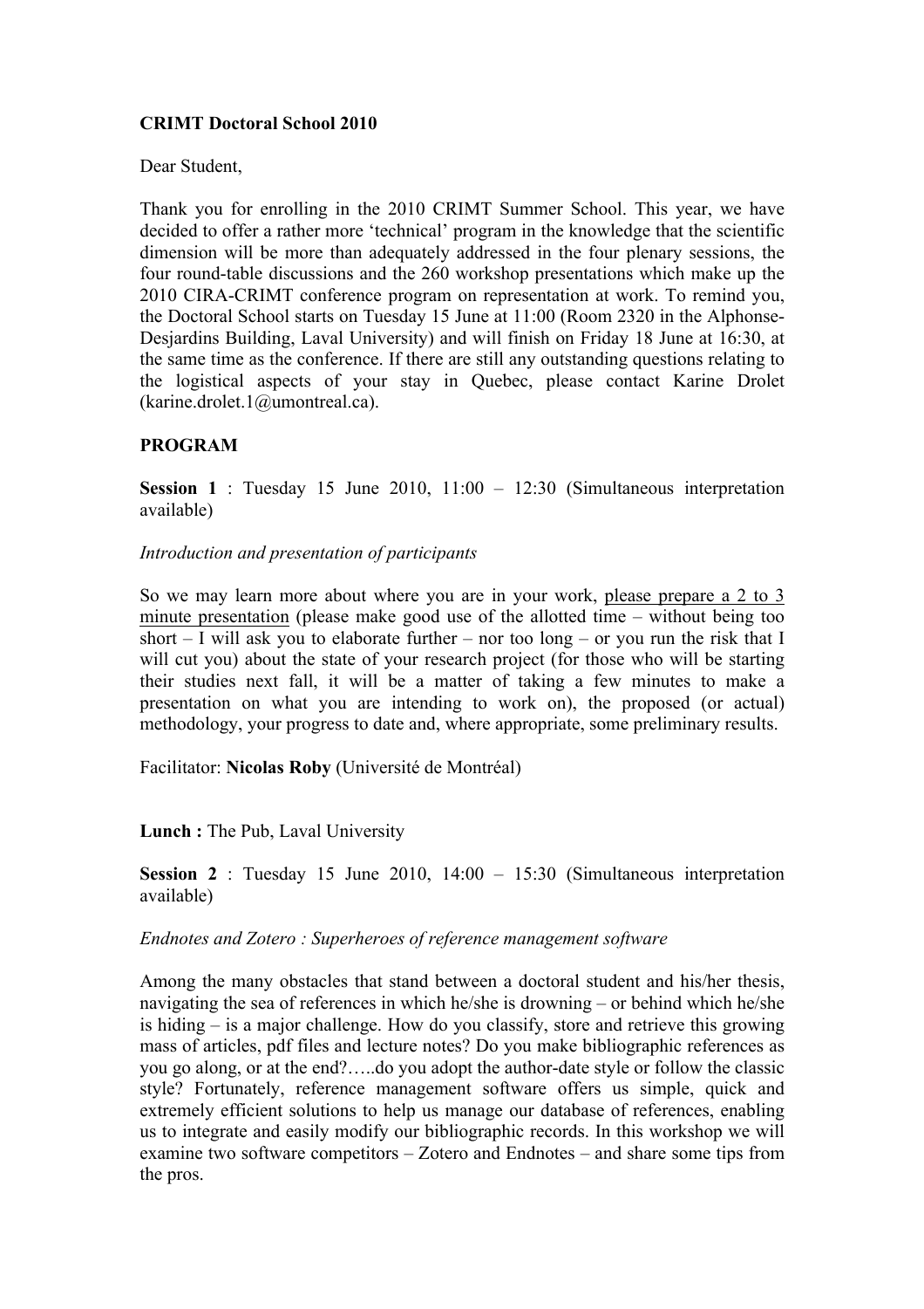**CRIMT Doctoral School 2010**

Dear Student,

Thank you for enrolling in the 2010 CRIMT Summer School. This year, we have decided to offer a rather more 'technical' program in the knowledge that the scientific dimension will be more than adequately addressed in the four plenary sessions, the four round-table discussions and the 260 workshop presentations which make up the 2010 CIRA-CRIMT conference program on representation at work. To remind you, the Doctoral School starts on Tuesday 15 June at 11:00 (Room 2320 in the Alphonse-Desjardins Building, Laval University) and will finish on Friday 18 June at 16:30, at the same time as the conference. If there are still any outstanding questions relating to the logistical aspects of your stay in Quebec, please contact Karine Drolet (karine.drolet.1@umontreal.ca).

**PROGRAM**

**Session 1** : Tuesday 15 June 2010, 11:00 – 12:30 (Simultaneous interpretation available)

*Introduction and presentation of participants*

So we may learn more about where you are in your work, please prepare a 2 to 3 minute presentation (please make good use of the allotted time – without being too short – I will ask you to elaborate further – nor too long – or you run the risk that I will cut you) about the state of your research project (for those who will be starting their studies next fall, it will be a matter of taking a few minutes to make a presentation on what you are intending to work on), the proposed (or actual) methodology, your progress to date and, where appropriate, some preliminary results.

Facilitator: **Nicolas Roby** (Université de Montréal)

**Lunch :** The Pub, Laval University

**Session 2** : Tuesday 15 June 2010, 14:00 – 15:30 (Simultaneous interpretation available)

*Endnotes and Zotero : Superheroes of reference management software*

Among the many obstacles that stand between a doctoral student and his/her thesis, navigating the sea of references in which he/she is drowning – or behind which he/she is hiding – is a major challenge. How do you classify, store and retrieve this growing mass of articles, pdf files and lecture notes? Do you make bibliographic references as you go along, or at the end?…..do you adopt the author-date style or follow the classic style? Fortunately, reference management software offers us simple, quick and extremely efficient solutions to help us manage our database of references, enabling us to integrate and easily modify our bibliographic records. In this workshop we will examine two software competitors – Zotero and Endnotes – and share some tips from the pros.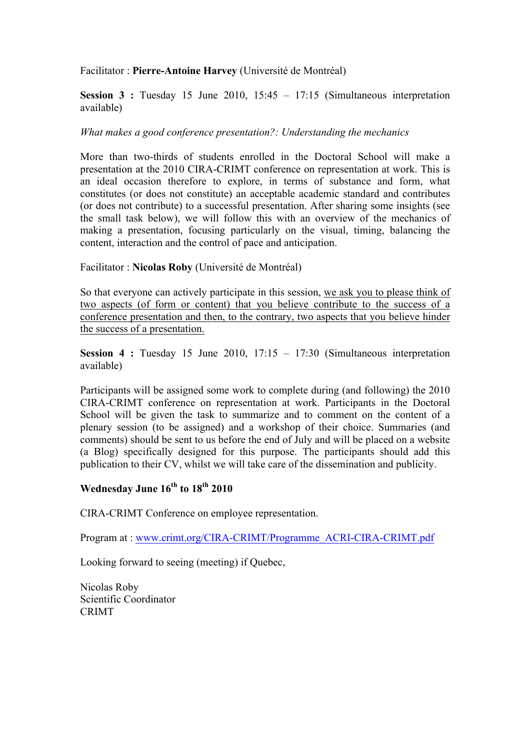Facilitator : **Pierre-Antoine Harvey** (Université de Montréal)

**Session 3 :** Tuesday 15 June 2010, 15:45 – 17:15 (Simultaneous interpretation available)

*What makes a good conference presentation?: Understanding the mechanics*

More than two-thirds of students enrolled in the Doctoral School will make a presentation at the 2010 CIRA-CRIMT conference on representation at work. This is an ideal occasion therefore to explore, in terms of substance and form, what constitutes (or does not constitute) an acceptable academic standard and contributes (or does not contribute) to a successful presentation. After sharing some insights (see the small task below), we will follow this with an overview of the mechanics of making a presentation, focusing particularly on the visual, timing, balancing the content, interaction and the control of pace and anticipation.

Facilitator : **Nicolas Roby** (Université de Montréal)

So that everyone can actively participate in this session, <u>we ask you to please think of two aspects (of form or content) that you believe contribute to the success of a conference presentation and then, to the contrary, two aspects that you believe hinder the success of a presentation.</u>

**Session 4 :** Tuesday 15 June 2010, 17:15 – 17:30 (Simultaneous interpretation available)

Participants will be assigned some work to complete during (and following) the 2010 CIRA-CRIMT conference on representation at work. Participants in the Doctoral School will be given the task to summarize and to comment on the content of a plenary session (to be assigned) and a workshop of their choice. Summaries (and comments) should be sent to us before the end of July and will be placed on a website (a Blog) specifically designed for this purpose. The participants should add this publication to their CV, whilst we will take care of the dissemination and publicity.

**Wednesday June 16th to 18th 2010**

CIRA-CRIMT Conference on employee representation.

Program at : [www.crimt.org/CIRA-CRIMT/Programme_ACRI-CIRA-CRIMT.pdf](www.crimt.org/CIRA-CRIMT/Programme_ACRI-CIRA-CRIMT.pdf)

Looking forward to seeing (meeting) if Quebec,

Nicolas Roby
Scientific Coordinator
CRIMT